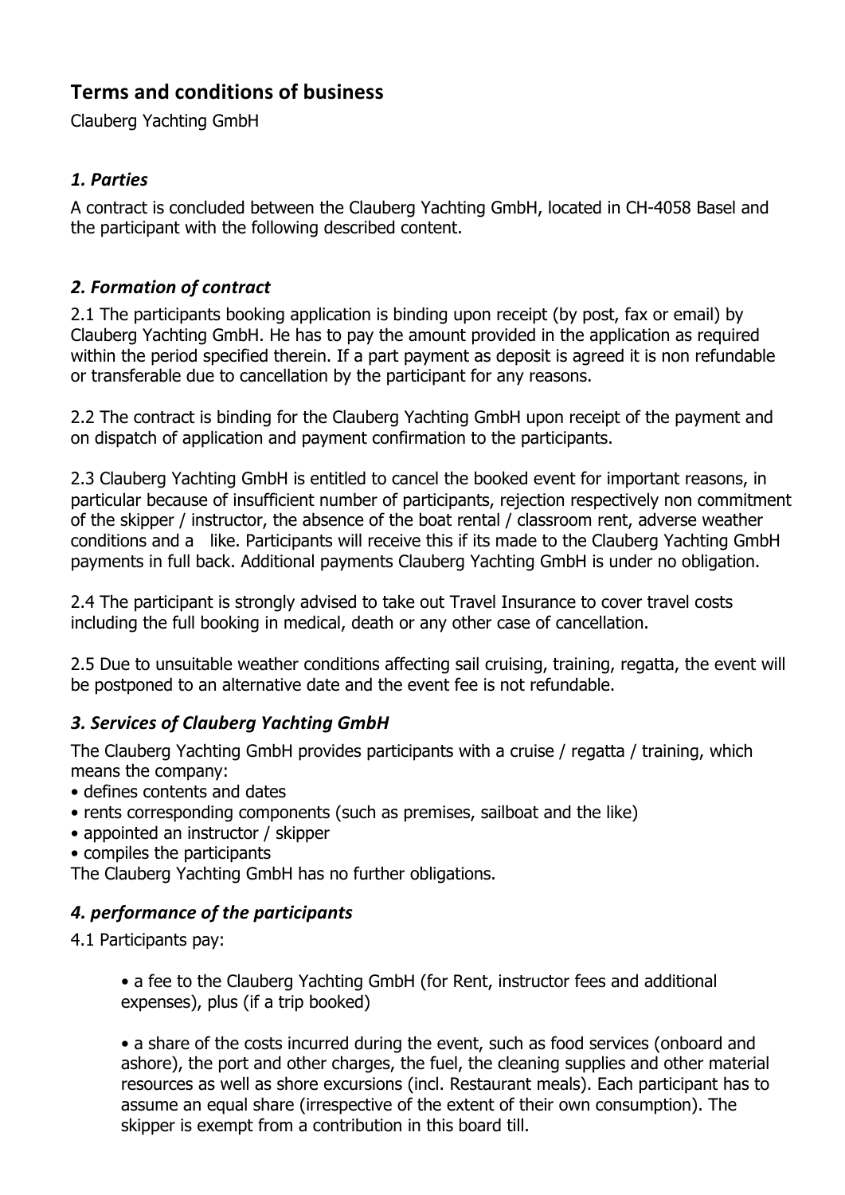# Terms and conditions of business

Clauberg Yachting GmbH

## *1. Parties*

A contract is concluded between the Clauberg Yachting GmbH, located in CH-4058 Basel and the participant with the following described content.

## *2. Formation of contract*

2.1 The participants booking application is binding upon receipt (by post, fax or email) by Clauberg Yachting GmbH. He has to pay the amount provided in the application as required within the period specified therein. If a part payment as deposit is agreed it is non refundable or transferable due to cancellation by the participant for any reasons.

2.2 The contract is binding for the Clauberg Yachting GmbH upon receipt of the payment and on dispatch of application and payment confirmation to the participants.

2.3 Clauberg Yachting GmbH is entitled to cancel the booked event for important reasons, in particular because of insufficient number of participants, rejection respectively non commitment of the skipper / instructor, the absence of the boat rental / classroom rent, adverse weather conditions and a like. Participants will receive this if its made to the Clauberg Yachting GmbH payments in full back. Additional payments Clauberg Yachting GmbH is under no obligation.

2.4 The participant is strongly advised to take out Travel Insurance to cover travel costs including the full booking in medical, death or any other case of cancellation.

2.5 Due to unsuitable weather conditions affecting sail cruising, training, regatta, the event will be postponed to an alternative date and the event fee is not refundable.

## *3. Services of Clauberg Yachting GmbH*

The Clauberg Yachting GmbH provides participants with a cruise / regatta / training, which means the company:

- defines contents and dates
- rents corresponding components (such as premises, sailboat and the like)
- appointed an instructor / skipper
- compiles the participants

The Clauberg Yachting GmbH has no further obligations.

## *4. performance of the participants*

4.1 Participants pay:

- a fee to the Clauberg Yachting GmbH (for Rent, instructor fees and additional expenses), plus (if a trip booked)

- a share of the costs incurred during the event, such as food services (onboard and ashore), the port and other charges, the fuel, the cleaning supplies and other material resources as well as shore excursions (incl. Restaurant meals). Each participant has to assume an equal share (irrespective of the extent of their own consumption). The skipper is exempt from a contribution in this board till.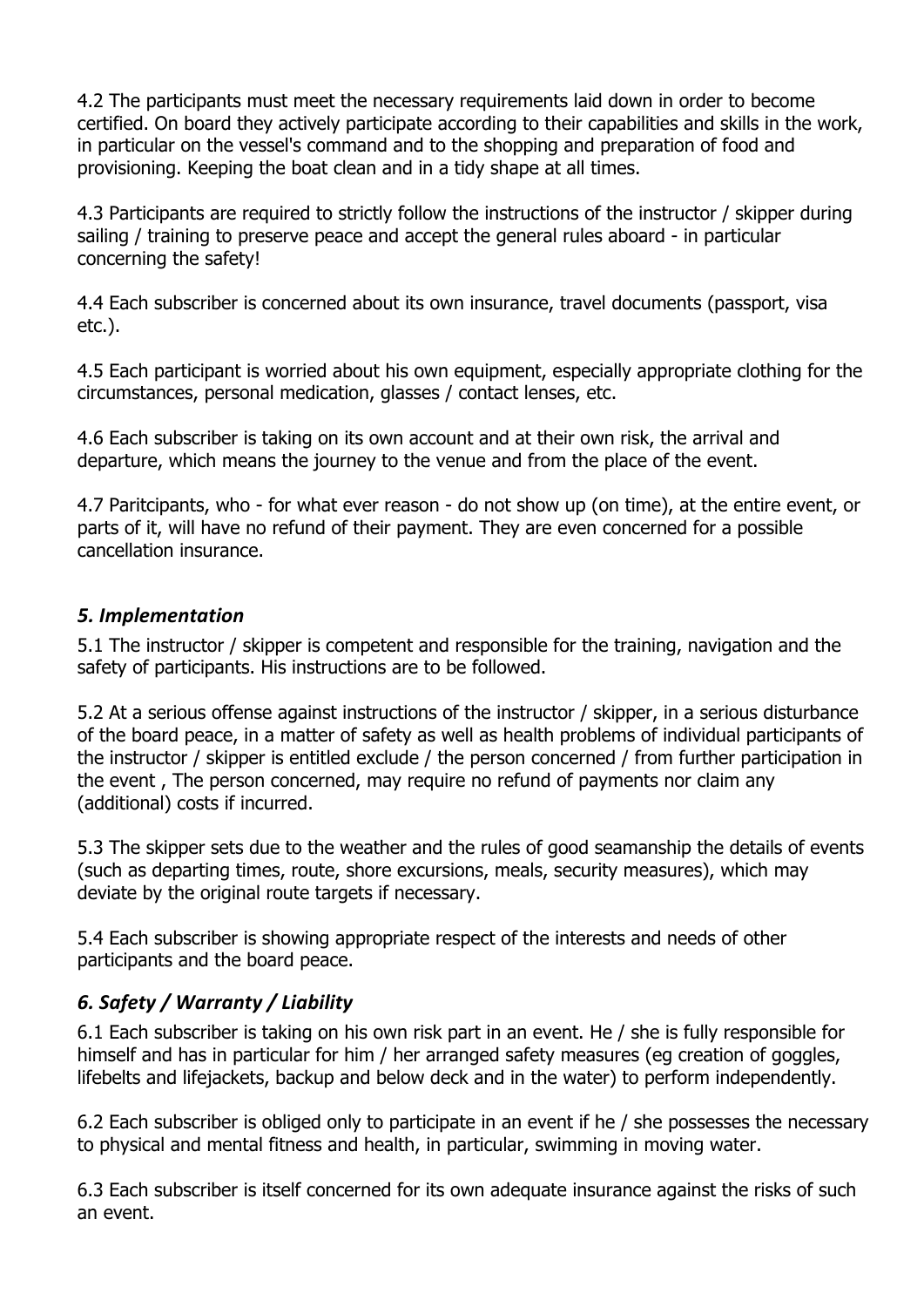4.2 The participants must meet the necessary requirements laid down in order to become certified. On board they actively participate according to their capabilities and skills in the work, in particular on the vessel's command and to the shopping and preparation of food and provisioning. Keeping the boat clean and in a tidy shape at all times.

4.3 Participants are required to strictly follow the instructions of the instructor / skipper during sailing / training to preserve peace and accept the general rules aboard - in particular concerning the safety!

4.4 Each subscriber is concerned about its own insurance, travel documents (passport, visa etc.).

4.5 Each participant is worried about his own equipment, especially appropriate clothing for the circumstances, personal medication, glasses / contact lenses, etc.

4.6 Each subscriber is taking on its own account and at their own risk, the arrival and departure, which means the journey to the venue and from the place of the event.

4.7 Paritcipants, who - for what ever reason - do not show up (on time), at the entire event, or parts of it, will have no refund of their payment. They are even concerned for a possible cancellation insurance.

## *5. Implementation*

5.1 The instructor / skipper is competent and responsible for the training, navigation and the safety of participants. His instructions are to be followed.

5.2 At a serious offense against instructions of the instructor / skipper, in a serious disturbance of the board peace, in a matter of safety as well as health problems of individual participants of the instructor / skipper is entitled exclude / the person concerned / from further participation in the event , The person concerned, may require no refund of payments nor claim any (additional) costs if incurred.

5.3 The skipper sets due to the weather and the rules of good seamanship the details of events (such as departing times, route, shore excursions, meals, security measures), which may deviate by the original route targets if necessary.

5.4 Each subscriber is showing appropriate respect of the interests and needs of other participants and the board peace.

## *6. Safety / Warranty / Liability*

6.1 Each subscriber is taking on his own risk part in an event. He / she is fully responsible for himself and has in particular for him / her arranged safety measures (eg creation of goggles, lifebelts and lifejackets, backup and below deck and in the water) to perform independently.

6.2 Each subscriber is obliged only to participate in an event if he / she possesses the necessary to physical and mental fitness and health, in particular, swimming in moving water.

6.3 Each subscriber is itself concerned for its own adequate insurance against the risks of such an event.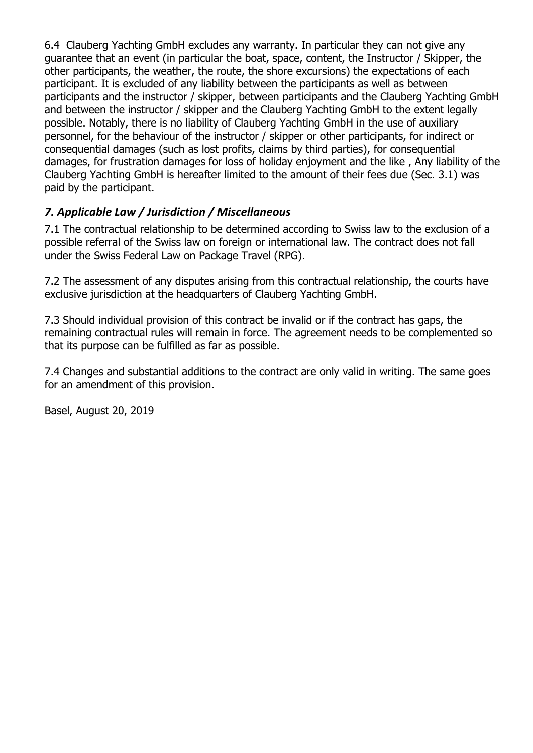6.4 Clauberg Yachting GmbH excludes any warranty. In particular they can not give any guarantee that an event (in particular the boat, space, content, the Instructor / Skipper, the other participants, the weather, the route, the shore excursions) the expectations of each participant. It is excluded of any liability between the participants as well as between participants and the instructor / skipper, between participants and the Clauberg Yachting GmbH and between the instructor / skipper and the Clauberg Yachting GmbH to the extent legally possible. Notably, there is no liability of Clauberg Yachting GmbH in the use of auxiliary personnel, for the behaviour of the instructor / skipper or other participants, for indirect or consequential damages (such as lost profits, claims by third parties), for consequential damages, for frustration damages for loss of holiday enjoyment and the like , Any liability of the Clauberg Yachting GmbH is hereafter limited to the amount of their fees due (Sec. 3.1) was paid by the participant.

### *7. Applicable Law / Jurisdiction / Miscellaneous*

7.1 The contractual relationship to be determined according to Swiss law to the exclusion of a possible referral of the Swiss law on foreign or international law. The contract does not fall under the Swiss Federal Law on Package Travel (RPG).

7.2 The assessment of any disputes arising from this contractual relationship, the courts have exclusive jurisdiction at the headquarters of Clauberg Yachting GmbH.

7.3 Should individual provision of this contract be invalid or if the contract has gaps, the remaining contractual rules will remain in force. The agreement needs to be complemented so that its purpose can be fulfilled as far as possible.

7.4 Changes and substantial additions to the contract are only valid in writing. The same goes for an amendment of this provision.

Basel, August 20, 2019